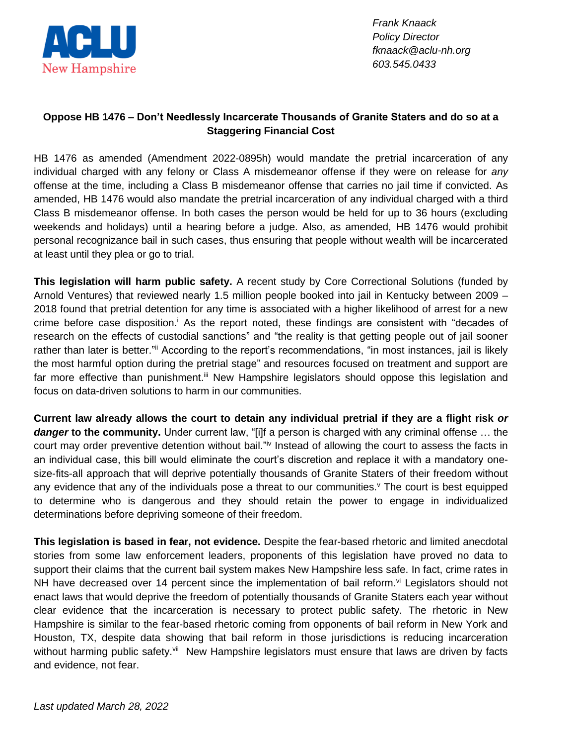ACLU New Hampshire

*Frank Knaack*
*Policy Director*
*fknaack@aclu-nh.org*
*603.545.0433*

**Oppose HB 1476 – Don't Needlessly Incarcerate Thousands of Granite Staters and do so at a Staggering Financial Cost**

HB 1476 as amended (Amendment 2022-0895h) would mandate the pretrial incarceration of any individual charged with any felony or Class A misdemeanor offense if they were on release for *any* offense at the time, including a Class B misdemeanor offense that carries no jail time if convicted. As amended, HB 1476 would also mandate the pretrial incarceration of any individual charged with a third Class B misdemeanor offense. In both cases the person would be held for up to 36 hours (excluding weekends and holidays) until a hearing before a judge. Also, as amended, HB 1476 would prohibit personal recognizance bail in such cases, thus ensuring that people without wealth will be incarcerated at least until they plea or go to trial.

**This legislation will harm public safety.** A recent study by Core Correctional Solutions (funded by Arnold Ventures) that reviewed nearly 1.5 million people booked into jail in Kentucky between 2009 – 2018 found that pretrial detention for any time is associated with a higher likelihood of arrest for a new crime before case disposition.[i] As the report noted, these findings are consistent with "decades of research on the effects of custodial sanctions" and "the reality is that getting people out of jail sooner rather than later is better."[ii] According to the report's recommendations, "in most instances, jail is likely the most harmful option during the pretrial stage" and resources focused on treatment and support are far more effective than punishment.[iii] New Hampshire legislators should oppose this legislation and focus on data-driven solutions to harm in our communities.

**Current law already allows the court to detain any individual pretrial if they are a flight risk *or danger* to the community.** Under current law, "[i]f a person is charged with any criminal offense … the court may order preventive detention without bail."[iv] Instead of allowing the court to assess the facts in an individual case, this bill would eliminate the court's discretion and replace it with a mandatory one-size-fits-all approach that will deprive potentially thousands of Granite Staters of their freedom without any evidence that any of the individuals pose a threat to our communities.[v] The court is best equipped to determine who is dangerous and they should retain the power to engage in individualized determinations before depriving someone of their freedom.

**This legislation is based in fear, not evidence.** Despite the fear-based rhetoric and limited anecdotal stories from some law enforcement leaders, proponents of this legislation have proved no data to support their claims that the current bail system makes New Hampshire less safe. In fact, crime rates in NH have decreased over 14 percent since the implementation of bail reform.[vi] Legislators should not enact laws that would deprive the freedom of potentially thousands of Granite Staters each year without clear evidence that the incarceration is necessary to protect public safety. The rhetoric in New Hampshire is similar to the fear-based rhetoric coming from opponents of bail reform in New York and Houston, TX, despite data showing that bail reform in those jurisdictions is reducing incarceration without harming public safety.[vii] New Hampshire legislators must ensure that laws are driven by facts and evidence, not fear.

*Last updated March 28, 2022*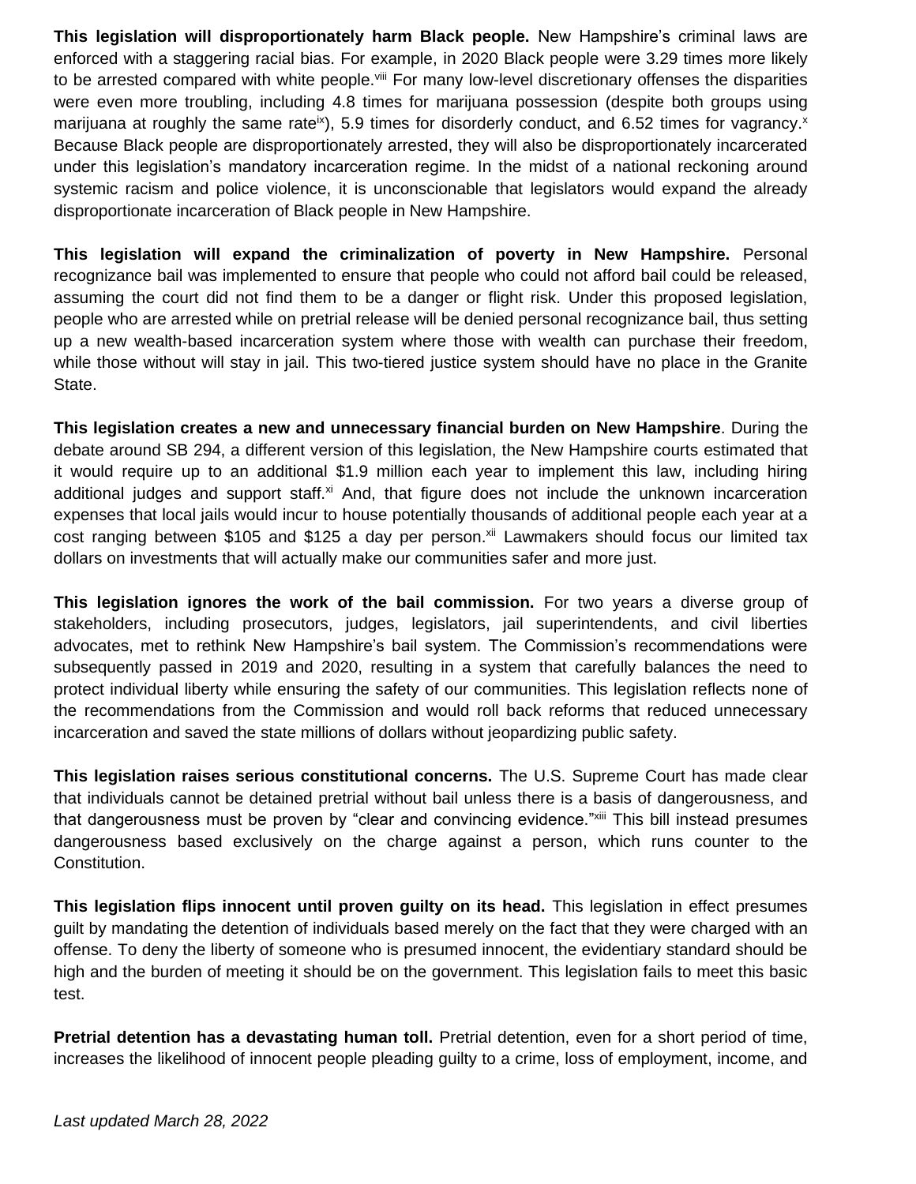**This legislation will disproportionately harm Black people.** New Hampshire's criminal laws are enforced with a staggering racial bias. For example, in 2020 Black people were 3.29 times more likely to be arrested compared with white people.[viii] For many low-level discretionary offenses the disparities were even more troubling, including 4.8 times for marijuana possession (despite both groups using marijuana at roughly the same rate[ix]), 5.9 times for disorderly conduct, and 6.52 times for vagrancy.[x] Because Black people are disproportionately arrested, they will also be disproportionately incarcerated under this legislation's mandatory incarceration regime. In the midst of a national reckoning around systemic racism and police violence, it is unconscionable that legislators would expand the already disproportionate incarceration of Black people in New Hampshire.

**This legislation will expand the criminalization of poverty in New Hampshire.** Personal recognizance bail was implemented to ensure that people who could not afford bail could be released, assuming the court did not find them to be a danger or flight risk. Under this proposed legislation, people who are arrested while on pretrial release will be denied personal recognizance bail, thus setting up a new wealth-based incarceration system where those with wealth can purchase their freedom, while those without will stay in jail. This two-tiered justice system should have no place in the Granite State.

**This legislation creates a new and unnecessary financial burden on New Hampshire**. During the debate around SB 294, a different version of this legislation, the New Hampshire courts estimated that it would require up to an additional $1.9 million each year to implement this law, including hiring additional judges and support staff.[xi] And, that figure does not include the unknown incarceration expenses that local jails would incur to house potentially thousands of additional people each year at a cost ranging between $105 and $125 a day per person.[xii] Lawmakers should focus our limited tax dollars on investments that will actually make our communities safer and more just.

**This legislation ignores the work of the bail commission.** For two years a diverse group of stakeholders, including prosecutors, judges, legislators, jail superintendents, and civil liberties advocates, met to rethink New Hampshire's bail system. The Commission's recommendations were subsequently passed in 2019 and 2020, resulting in a system that carefully balances the need to protect individual liberty while ensuring the safety of our communities. This legislation reflects none of the recommendations from the Commission and would roll back reforms that reduced unnecessary incarceration and saved the state millions of dollars without jeopardizing public safety.

**This legislation raises serious constitutional concerns.** The U.S. Supreme Court has made clear that individuals cannot be detained pretrial without bail unless there is a basis of dangerousness, and that dangerousness must be proven by "clear and convincing evidence."[xiii] This bill instead presumes dangerousness based exclusively on the charge against a person, which runs counter to the Constitution.

**This legislation flips innocent until proven guilty on its head.** This legislation in effect presumes guilt by mandating the detention of individuals based merely on the fact that they were charged with an offense. To deny the liberty of someone who is presumed innocent, the evidentiary standard should be high and the burden of meeting it should be on the government. This legislation fails to meet this basic test.

**Pretrial detention has a devastating human toll.** Pretrial detention, even for a short period of time, increases the likelihood of innocent people pleading guilty to a crime, loss of employment, income, and

*Last updated March 28, 2022*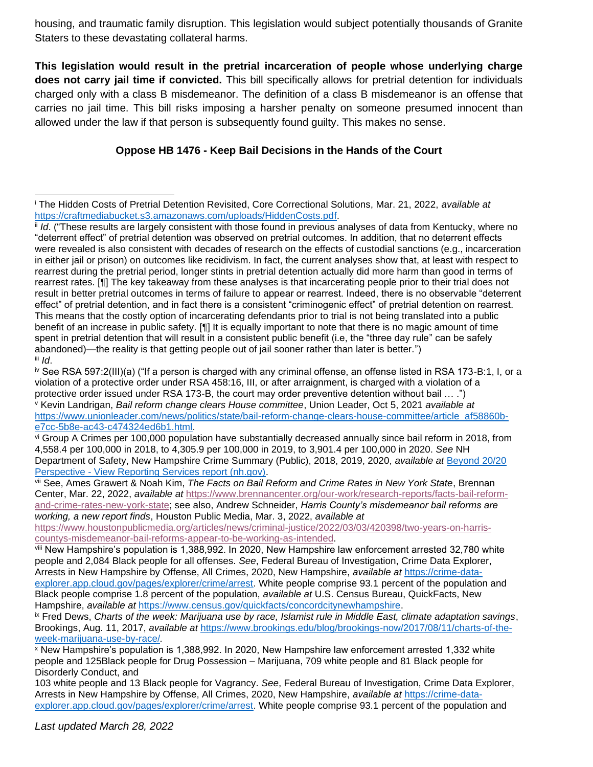housing, and traumatic family disruption. This legislation would subject potentially thousands of Granite Staters to these devastating collateral harms.

**This legislation would result in the pretrial incarceration of people whose underlying charge does not carry jail time if convicted.** This bill specifically allows for pretrial detention for individuals charged only with a class B misdemeanor. The definition of a class B misdemeanor is an offense that carries no jail time. This bill risks imposing a harsher penalty on someone presumed innocent than allowed under the law if that person is subsequently found guilty. This makes no sense.

**Oppose HB 1476 - Keep Bail Decisions in the Hands of the Court**

---

[i] The Hidden Costs of Pretrial Detention Revisited, Core Correctional Solutions, Mar. 21, 2022, *available at* https://craftmediabucket.s3.amazonaws.com/uploads/HiddenCosts.pdf.

[ii] *Id*. ("These results are largely consistent with those found in previous analyses of data from Kentucky, where no "deterrent effect" of pretrial detention was observed on pretrial outcomes. In addition, that no deterrent effects were revealed is also consistent with decades of research on the effects of custodial sanctions (e.g., incarceration in either jail or prison) on outcomes like recidivism. In fact, the current analyses show that, at least with respect to rearrest during the pretrial period, longer stints in pretrial detention actually did more harm than good in terms of rearrest rates. [¶] The key takeaway from these analyses is that incarcerating people prior to their trial does not result in better pretrial outcomes in terms of failure to appear or rearrest. Indeed, there is no observable "deterrent effect" of pretrial detention, and in fact there is a consistent "criminogenic effect" of pretrial detention on rearrest. This means that the costly option of incarcerating defendants prior to trial is not being translated into a public benefit of an increase in public safety. [¶] It is equally important to note that there is no magic amount of time spent in pretrial detention that will result in a consistent public benefit (i.e, the "three day rule" can be safely abandoned)—the reality is that getting people out of jail sooner rather than later is better.")

[iii] *Id*.

[iv] See RSA 597:2(III)(a) ("If a person is charged with any criminal offense, an offense listed in RSA 173-B:1, I, or a violation of a protective order under RSA 458:16, III, or after arraignment, is charged with a violation of a protective order issued under RSA 173-B, the court may order preventive detention without bail … .")

[v] Kevin Landrigan, *Bail reform change clears House committee*, Union Leader, Oct 5, 2021 *available at* https://www.unionleader.com/news/politics/state/bail-reform-change-clears-house-committee/article_af58860b-e7cc-5b8e-ac43-c474324ed6b1.html.

[vi] Group A Crimes per 100,000 population have substantially decreased annually since bail reform in 2018, from 4,558.4 per 100,000 in 2018, to 4,305.9 per 100,000 in 2019, to 3,901.4 per 100,000 in 2020. *See* NH Department of Safety, New Hampshire Crime Summary (Public), 2018, 2019, 2020, *available at* Beyond 20/20 Perspective - View Reporting Services report (nh.gov).

[vii] See, Ames Grawert & Noah Kim, *The Facts on Bail Reform and Crime Rates in New York State*, Brennan Center, Mar. 22, 2022, *available at* https://www.brennancenter.org/our-work/research-reports/facts-bail-reform-and-crime-rates-new-york-state; see also, Andrew Schneider, *Harris County's misdemeanor bail reforms are working, a new report finds*, Houston Public Media, Mar. 3, 2022, *available at* https://www.houstonpublicmedia.org/articles/news/criminal-justice/2022/03/03/420398/two-years-on-harris-countys-misdemeanor-bail-reforms-appear-to-be-working-as-intended.

[viii] New Hampshire's population is 1,388,992. In 2020, New Hampshire law enforcement arrested 32,780 white people and 2,084 Black people for all offenses. *See*, Federal Bureau of Investigation, Crime Data Explorer, Arrests in New Hampshire by Offense, All Crimes, 2020, New Hampshire, *available at* https://crime-data-explorer.app.cloud.gov/pages/explorer/crime/arrest. White people comprise 93.1 percent of the population and Black people comprise 1.8 percent of the population, *available at* U.S. Census Bureau, QuickFacts, New Hampshire, *available at* https://www.census.gov/quickfacts/concordcitynewhampshire.

[ix] Fred Dews, *Charts of the week: Marijuana use by race, Islamist rule in Middle East, climate adaptation savings*, Brookings, Aug. 11, 2017, *available at* https://www.brookings.edu/blog/brookings-now/2017/08/11/charts-of-the-week-marijuana-use-by-race/.

[x] New Hampshire's population is 1,388,992. In 2020, New Hampshire law enforcement arrested 1,332 white people and 125Black people for Drug Possession – Marijuana, 709 white people and 81 Black people for Disorderly Conduct, and
103 white people and 13 Black people for Vagrancy. *See*, Federal Bureau of Investigation, Crime Data Explorer, Arrests in New Hampshire by Offense, All Crimes, 2020, New Hampshire, *available at* https://crime-data-explorer.app.cloud.gov/pages/explorer/crime/arrest. White people comprise 93.1 percent of the population and

*Last updated March 28, 2022*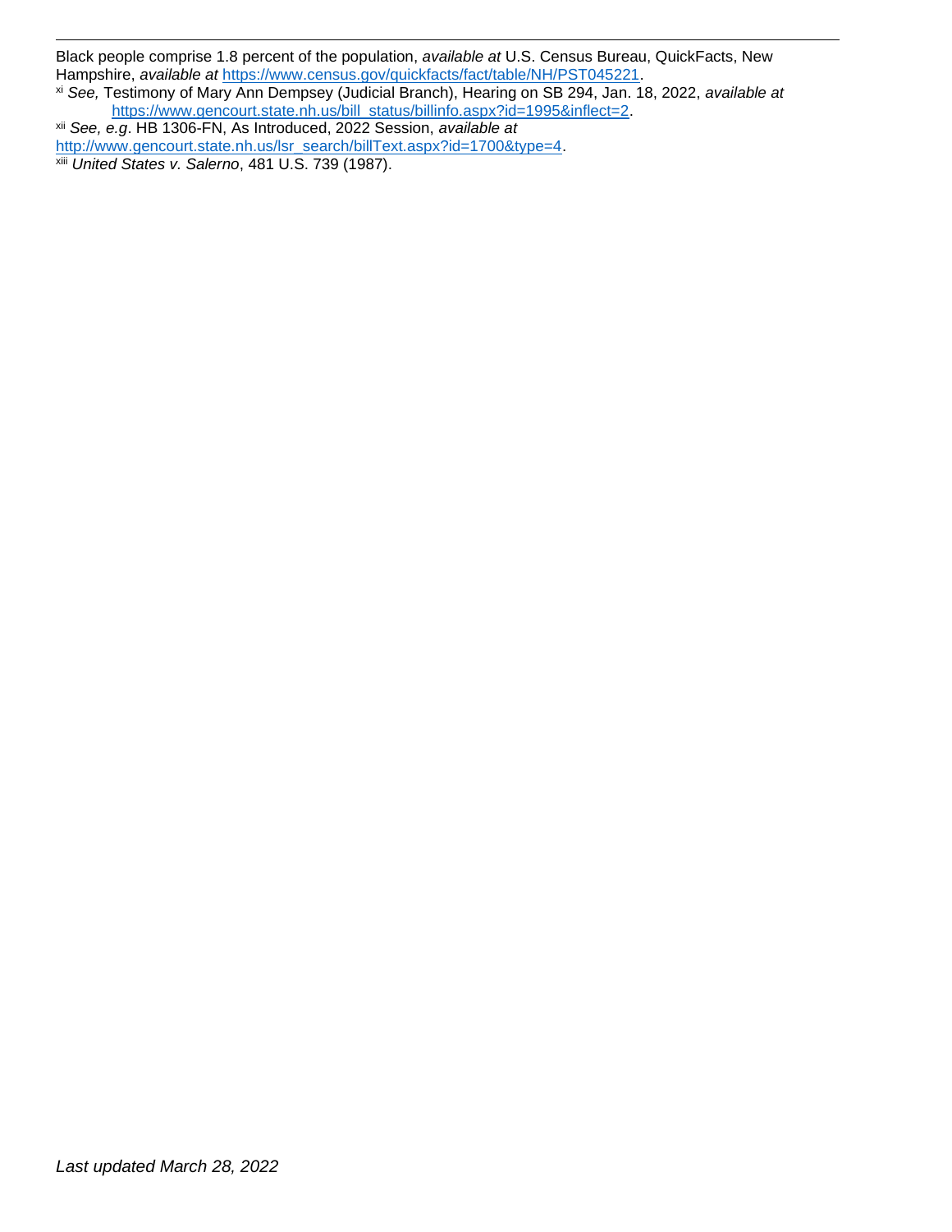Black people comprise 1.8 percent of the population, *available at* U.S. Census Bureau, QuickFacts, New Hampshire, *available at* https://www.census.gov/quickfacts/fact/table/NH/PST045221.

[xi] *See,* Testimony of Mary Ann Dempsey (Judicial Branch), Hearing on SB 294, Jan. 18, 2022, *available at* https://www.gencourt.state.nh.us/bill_status/billinfo.aspx?id=1995&inflect=2.

[xii] *See, e.g*. HB 1306-FN, As Introduced, 2022 Session, *available at* http://www.gencourt.state.nh.us/lsr_search/billText.aspx?id=1700&type=4.

[xiii] *United States v. Salerno*, 481 U.S. 739 (1987).

*Last updated March 28, 2022*